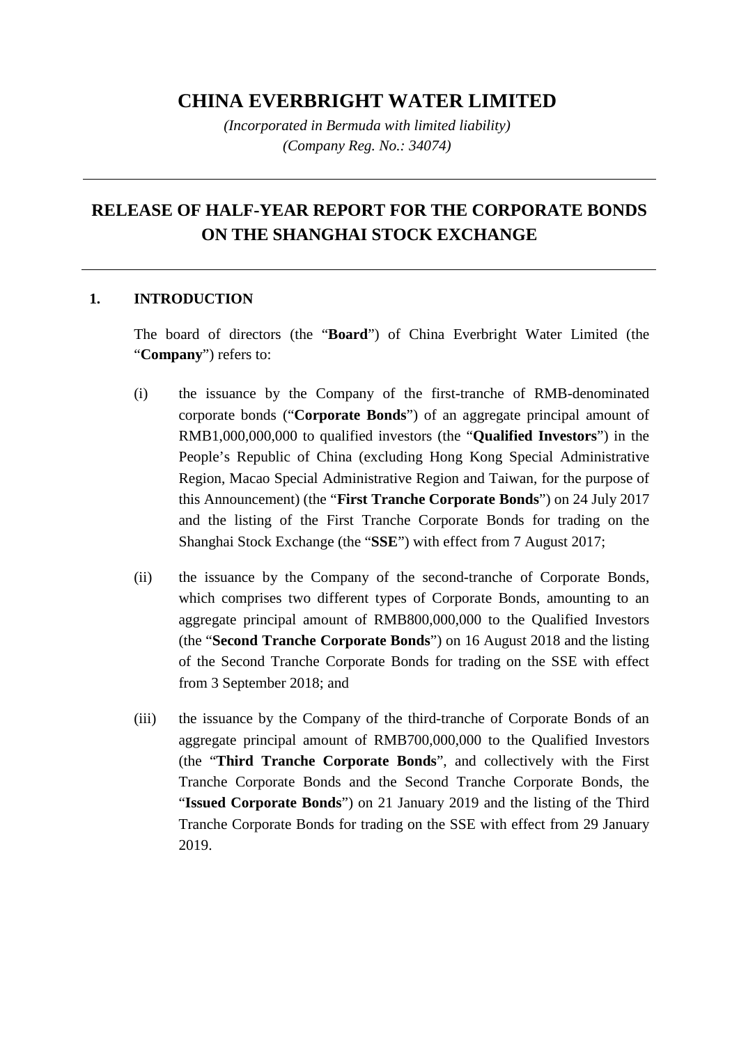# CHINA EVERBRIGHT WATER LIMITED

*(Incorporated in Bermuda with limited liability)*
*(Company Reg. No.: 34074)*

---

## RELEASE OF HALF-YEAR REPORT FOR THE CORPORATE BONDS ON THE SHANGHAI STOCK EXCHANGE

---

### 1. INTRODUCTION

The board of directors (the "**Board**") of China Everbright Water Limited (the "**Company**") refers to:

(i) the issuance by the Company of the first-tranche of RMB-denominated corporate bonds ("**Corporate Bonds**") of an aggregate principal amount of RMB1,000,000,000 to qualified investors (the "**Qualified Investors**") in the People's Republic of China (excluding Hong Kong Special Administrative Region, Macao Special Administrative Region and Taiwan, for the purpose of this Announcement) (the "**First Tranche Corporate Bonds**") on 24 July 2017 and the listing of the First Tranche Corporate Bonds for trading on the Shanghai Stock Exchange (the "**SSE**") with effect from 7 August 2017;

(ii) the issuance by the Company of the second-tranche of Corporate Bonds, which comprises two different types of Corporate Bonds, amounting to an aggregate principal amount of RMB800,000,000 to the Qualified Investors (the "**Second Tranche Corporate Bonds**") on 16 August 2018 and the listing of the Second Tranche Corporate Bonds for trading on the SSE with effect from 3 September 2018; and

(iii) the issuance by the Company of the third-tranche of Corporate Bonds of an aggregate principal amount of RMB700,000,000 to the Qualified Investors (the "**Third Tranche Corporate Bonds**", and collectively with the First Tranche Corporate Bonds and the Second Tranche Corporate Bonds, the "**Issued Corporate Bonds**") on 21 January 2019 and the listing of the Third Tranche Corporate Bonds for trading on the SSE with effect from 29 January 2019.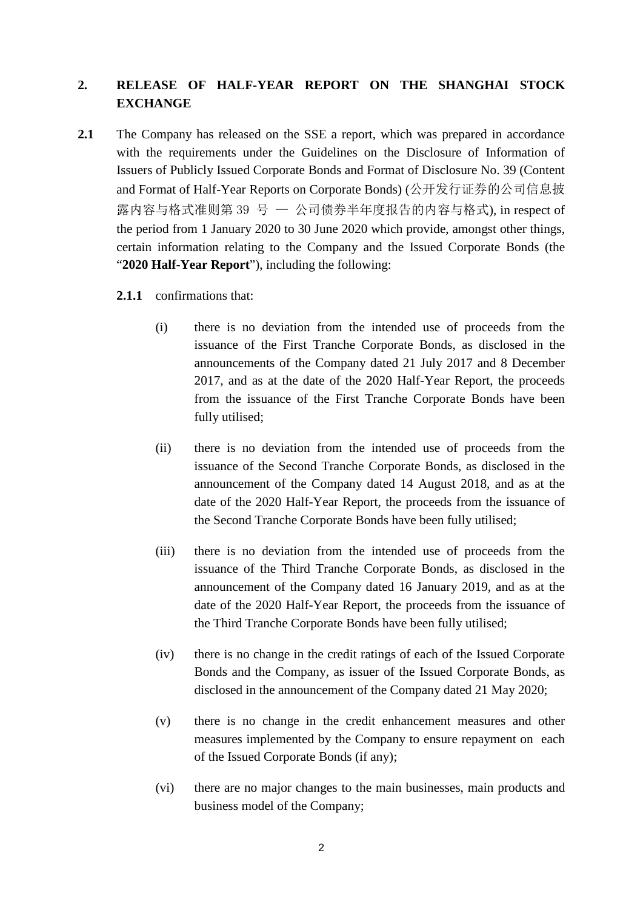## 2. RELEASE OF HALF-YEAR REPORT ON THE SHANGHAI STOCK EXCHANGE

**2.1** The Company has released on the SSE a report, which was prepared in accordance with the requirements under the Guidelines on the Disclosure of Information of Issuers of Publicly Issued Corporate Bonds and Format of Disclosure No. 39 (Content and Format of Half-Year Reports on Corporate Bonds) (公开发行证券的公司信息披露内容与格式准则第 39 号 — 公司债券半年度报告的内容与格式), in respect of the period from 1 January 2020 to 30 June 2020 which provide, amongst other things, certain information relating to the Company and the Issued Corporate Bonds (the "**2020 Half-Year Report**"), including the following:

**2.1.1** confirmations that:

(i) there is no deviation from the intended use of proceeds from the issuance of the First Tranche Corporate Bonds, as disclosed in the announcements of the Company dated 21 July 2017 and 8 December 2017, and as at the date of the 2020 Half-Year Report, the proceeds from the issuance of the First Tranche Corporate Bonds have been fully utilised;

(ii) there is no deviation from the intended use of proceeds from the issuance of the Second Tranche Corporate Bonds, as disclosed in the announcement of the Company dated 14 August 2018, and as at the date of the 2020 Half-Year Report, the proceeds from the issuance of the Second Tranche Corporate Bonds have been fully utilised;

(iii) there is no deviation from the intended use of proceeds from the issuance of the Third Tranche Corporate Bonds, as disclosed in the announcement of the Company dated 16 January 2019, and as at the date of the 2020 Half-Year Report, the proceeds from the issuance of the Third Tranche Corporate Bonds have been fully utilised;

(iv) there is no change in the credit ratings of each of the Issued Corporate Bonds and the Company, as issuer of the Issued Corporate Bonds, as disclosed in the announcement of the Company dated 21 May 2020;

(v) there is no change in the credit enhancement measures and other measures implemented by the Company to ensure repayment on each of the Issued Corporate Bonds (if any);

(vi) there are no major changes to the main businesses, main products and business model of the Company;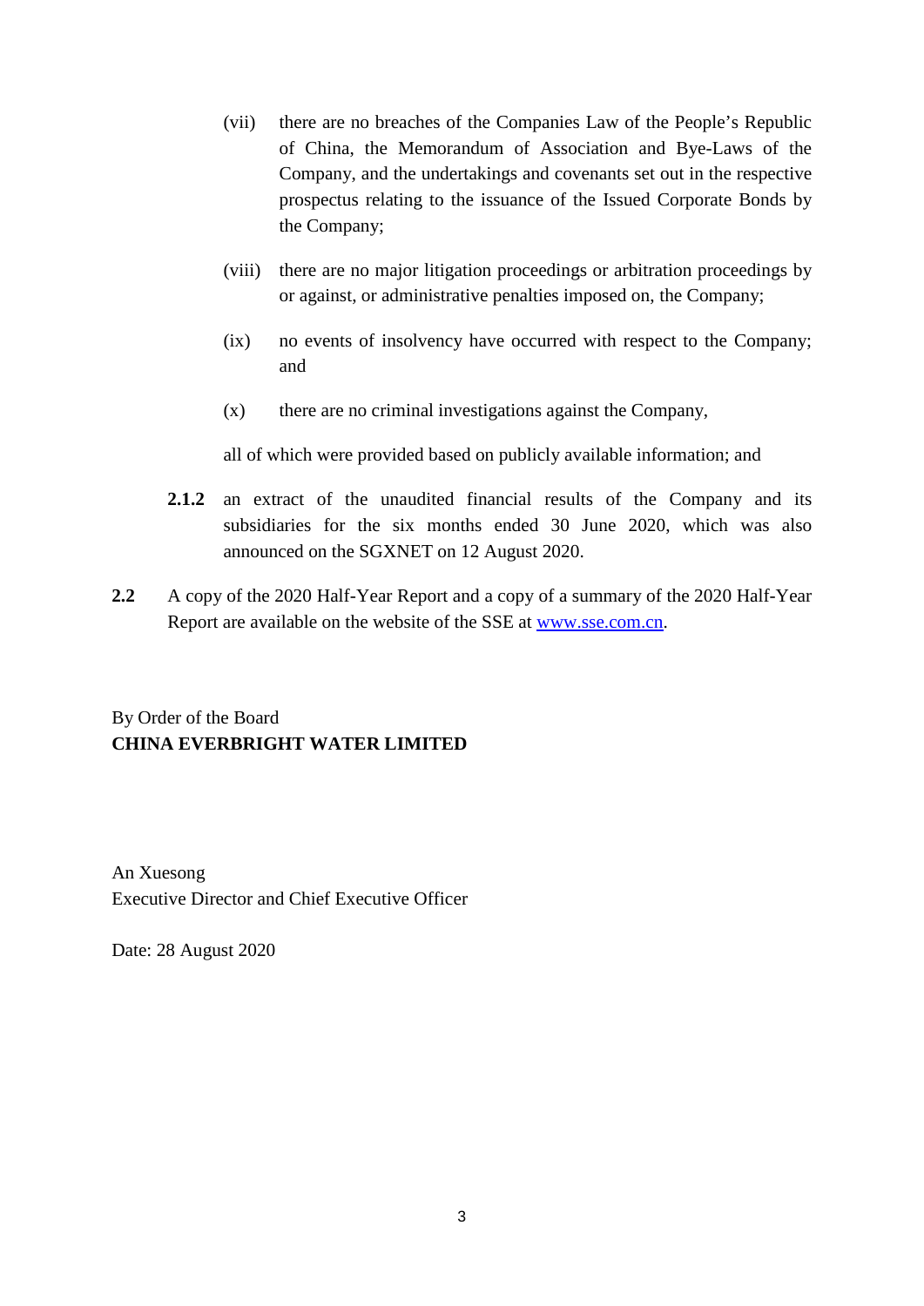(vii) there are no breaches of the Companies Law of the People's Republic of China, the Memorandum of Association and Bye-Laws of the Company, and the undertakings and covenants set out in the respective prospectus relating to the issuance of the Issued Corporate Bonds by the Company;

(viii) there are no major litigation proceedings or arbitration proceedings by or against, or administrative penalties imposed on, the Company;

(ix) no events of insolvency have occurred with respect to the Company; and

(x) there are no criminal investigations against the Company,

all of which were provided based on publicly available information; and

**2.1.2** an extract of the unaudited financial results of the Company and its subsidiaries for the six months ended 30 June 2020, which was also announced on the SGXNET on 12 August 2020.

**2.2** A copy of the 2020 Half-Year Report and a copy of a summary of the 2020 Half-Year Report are available on the website of the SSE at www.sse.com.cn.

By Order of the Board
**CHINA EVERBRIGHT WATER LIMITED**

An Xuesong
Executive Director and Chief Executive Officer

Date: 28 August 2020